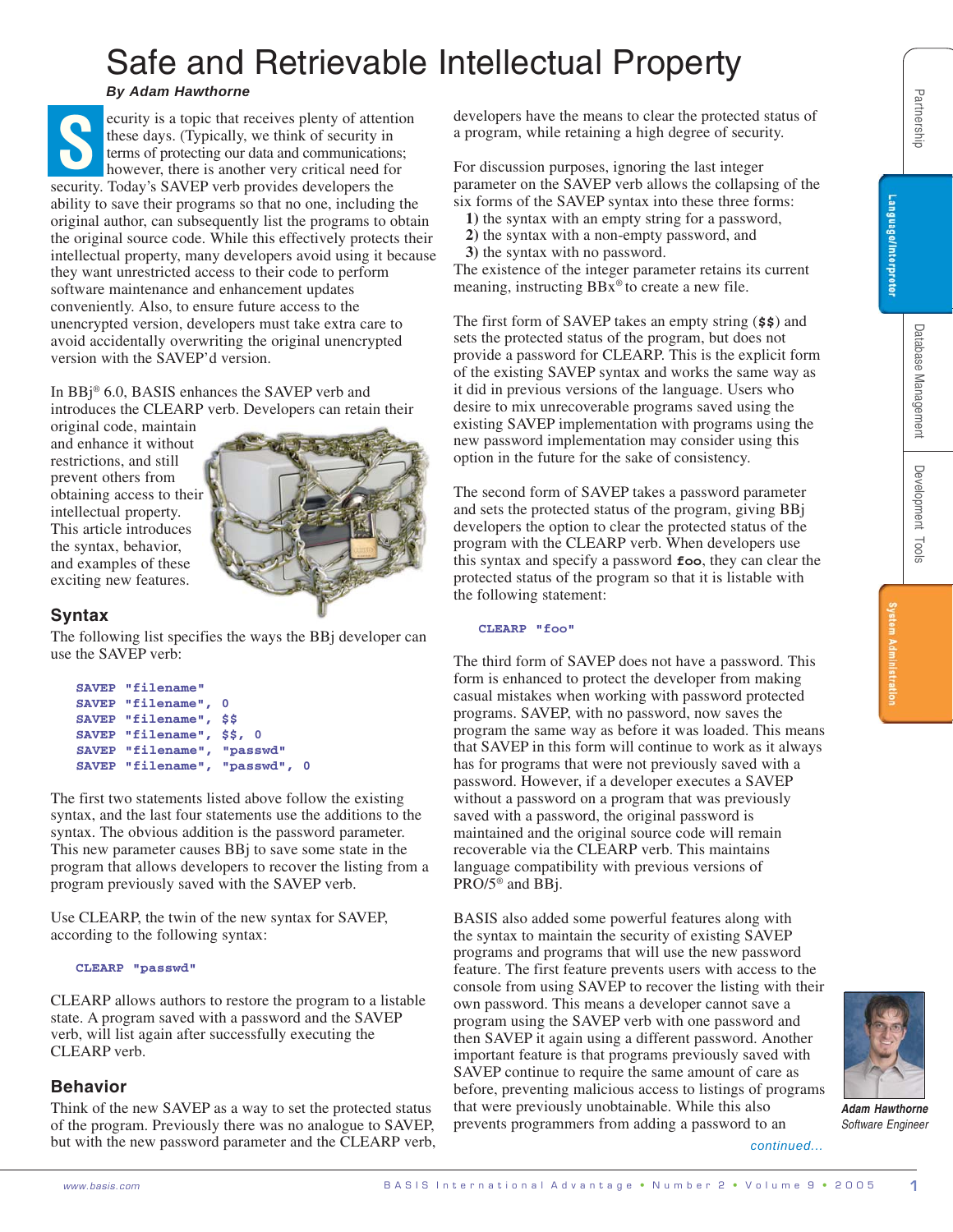# Safe and Retrievable Intellectual Property

***By Adam Hawthorne***

Security is a topic that receives plenty of attention these days. (Typically, we think of security in terms of protecting our data and communications; however, there is another very critical need for security. Today's SAVEP verb provides developers the ability to save their programs so that no one, including the original author, can subsequently list the programs to obtain the original source code. While this effectively protects their intellectual property, many developers avoid using it because they want unrestricted access to their code to perform software maintenance and enhancement updates conveniently. Also, to ensure future access to the unencrypted version, developers must take extra care to avoid accidentally overwriting the original unencrypted version with the SAVEP'd version.

In BBj® 6.0, BASIS enhances the SAVEP verb and introduces the CLEARP verb. Developers can retain their original code, maintain and enhance it without restrictions, and still prevent others from obtaining access to their intellectual property. This article introduces the syntax, behavior, and examples of these exciting new features.

## Syntax

The following list specifies the ways the BBj developer can use the SAVEP verb:

```
SAVEP "filename"
SAVEP "filename", 0
SAVEP "filename", $$
SAVEP "filename", $$, 0
SAVEP "filename", "passwd"
SAVEP "filename", "passwd", 0
```

The first two statements listed above follow the existing syntax, and the last four statements use the additions to the syntax. The obvious addition is the password parameter. This new parameter causes BBj to save some state in the program that allows developers to recover the listing from a program previously saved with the SAVEP verb.

Use CLEARP, the twin of the new syntax for SAVEP, according to the following syntax:

```
CLEARP "passwd"
```

CLEARP allows authors to restore the program to a listable state. A program saved with a password and the SAVEP verb, will list again after successfully executing the CLEARP verb.

## Behavior

Think of the new SAVEP as a way to set the protected status of the program. Previously there was no analogue to SAVEP, but with the new password parameter and the CLEARP verb, developers have the means to clear the protected status of a program, while retaining a high degree of security.

For discussion purposes, ignoring the last integer parameter on the SAVEP verb allows the collapsing of the six forms of the SAVEP syntax into these three forms:

**1)** the syntax with an empty string for a password,
**2)** the syntax with a non-empty password, and
**3)** the syntax with no password.

The existence of the integer parameter retains its current meaning, instructing BBx® to create a new file.

The first form of SAVEP takes an empty string (**`$$`**) and sets the protected status of the program, but does not provide a password for CLEARP. This is the explicit form of the existing SAVEP syntax and works the same way as it did in previous versions of the language. Users who desire to mix unrecoverable programs saved using the existing SAVEP implementation with programs using the new password implementation may consider using this option in the future for the sake of consistency.

The second form of SAVEP takes a password parameter and sets the protected status of the program, giving BBj developers the option to clear the protected status of the program with the CLEARP verb. When developers use this syntax and specify a password **`foo`**, they can clear the protected status of the program so that it is listable with the following statement:

```
CLEARP "foo"
```

The third form of SAVEP does not have a password. This form is enhanced to protect the developer from making casual mistakes when working with password protected programs. SAVEP, with no password, now saves the program the same way as before it was loaded. This means that SAVEP in this form will continue to work as it always has for programs that were not previously saved with a password. However, if a developer executes a SAVEP without a password on a program that was previously saved with a password, the original password is maintained and the original source code will remain recoverable via the CLEARP verb. This maintains language compatibility with previous versions of PRO/5® and BBj.

BASIS also added some powerful features along with the syntax to maintain the security of existing SAVEP programs and programs that will use the new password feature. The first feature prevents users with access to the console from using SAVEP to recover the listing with their own password. This means a developer cannot save a program using the SAVEP verb with one password and then SAVEP it again using a different password. Another important feature is that programs previously saved with SAVEP continue to require the same amount of care as before, preventing malicious access to listings of programs that were previously unobtainable. While this also prevents programmers from adding a password to an

*continued...*

***Adam Hawthorne***
*Software Engineer*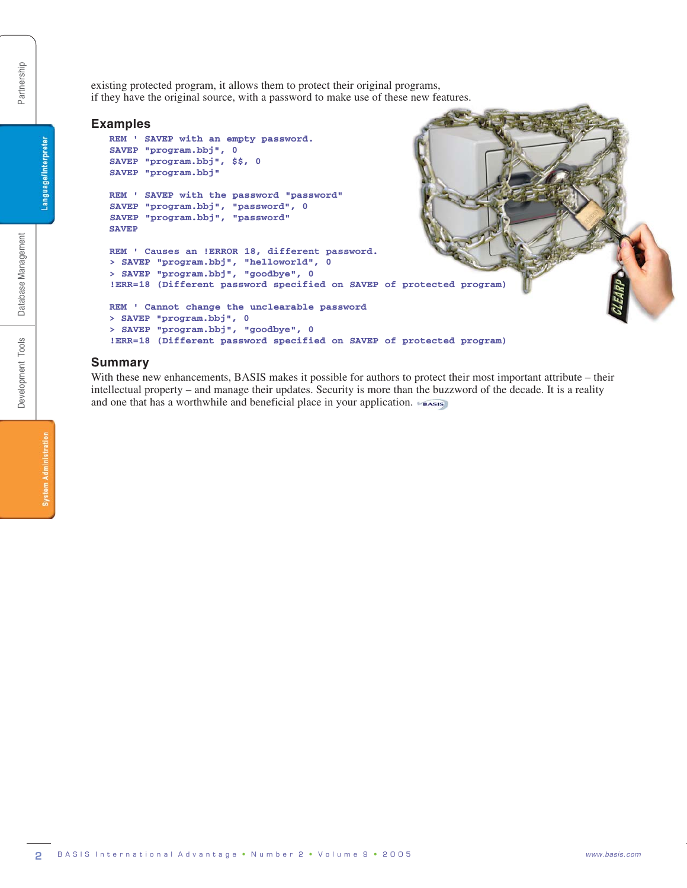existing protected program, it allows them to protect their original programs, if they have the original source, with a password to make use of these new features.

## Examples

```
REM ' SAVEP with an empty password.
SAVEP "program.bbj", 0
SAVEP "program.bbj", $$, 0
SAVEP "program.bbj"

REM ' SAVEP with the password "password"
SAVEP "program.bbj", "password", 0
SAVEP "program.bbj", "password"
SAVEP

REM ' Causes an !ERROR 18, different password.
> SAVEP "program.bbj", "helloworld", 0
> SAVEP "program.bbj", "goodbye", 0
!ERR=18 (Different password specified on SAVEP of protected program)

REM ' Cannot change the unclearable password
> SAVEP "program.bbj", 0
> SAVEP "program.bbj", "goodbye", 0
!ERR=18 (Different password specified on SAVEP of protected program)
```

## Summary

With these new enhancements, BASIS makes it possible for authors to protect their most important attribute – their intellectual property – and manage their updates. Security is more than the buzzword of the decade. It is a reality and one that has a worthwhile and beneficial place in your application.